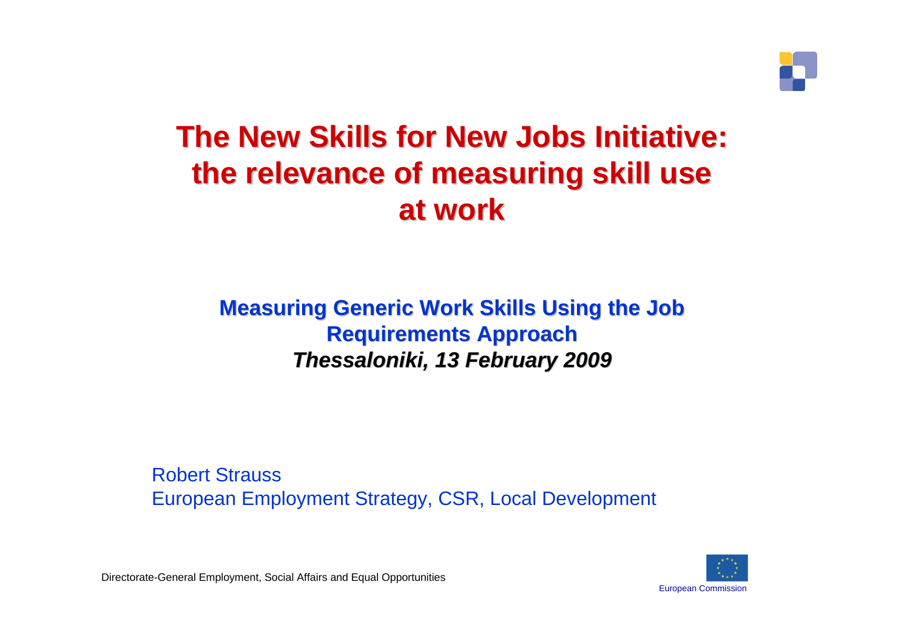# The New Skills for New Jobs Initiative: the relevance of measuring skill use at work

## Measuring Generic Work Skills Using the Job Requirements Approach

***Thessaloniki, 13 February 2009***

Robert Strauss
European Employment Strategy, CSR, Local Development

Directorate-General Employment, Social Affairs and Equal Opportunities

European Commission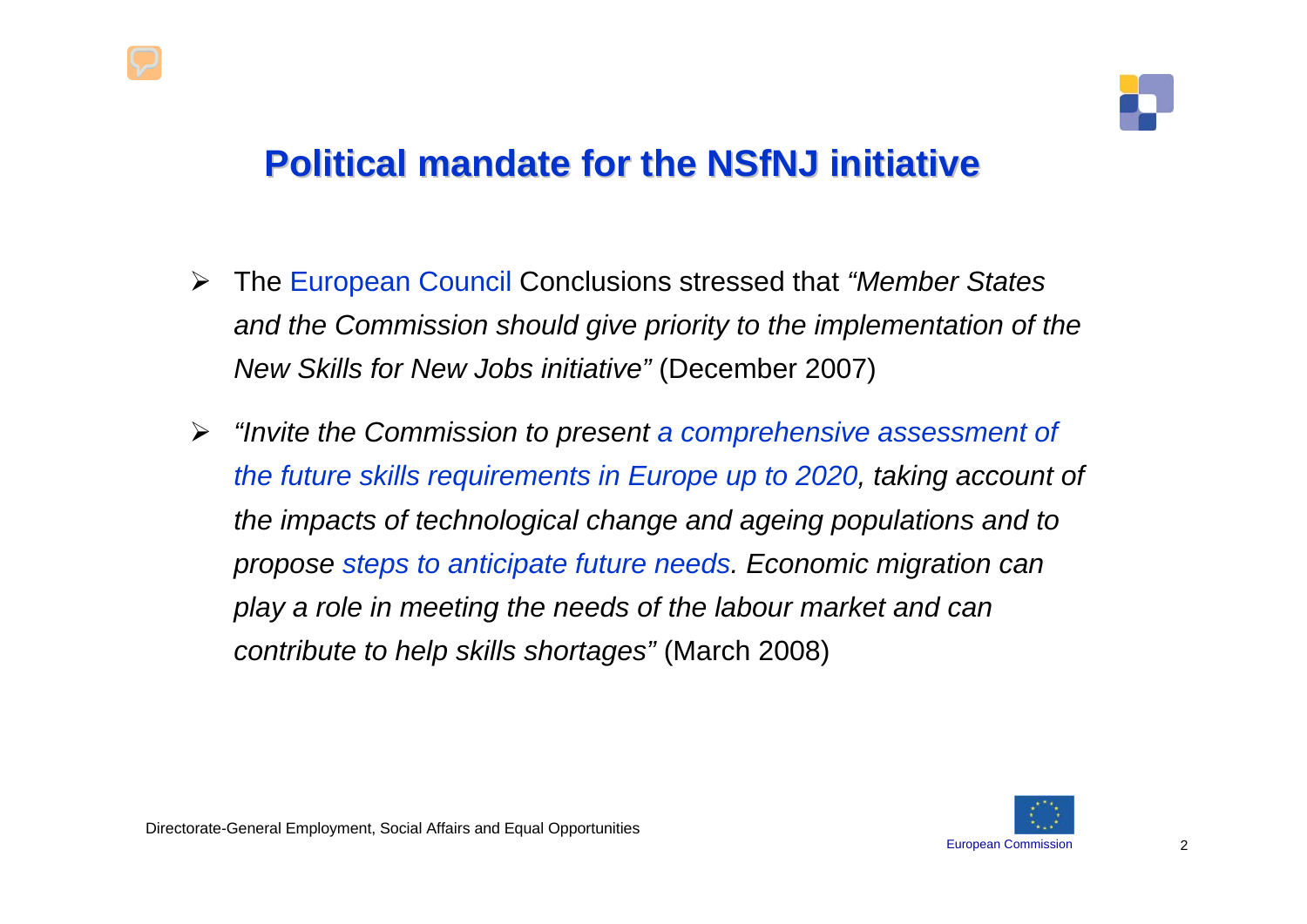# Political mandate for the NSfNJ initiative

- The European Council Conclusions stressed that *“Member States and the Commission should give priority to the implementation of the New Skills for New Jobs initiative”* (December 2007)
- *“Invite the Commission to present a comprehensive assessment of the future skills requirements in Europe up to 2020, taking account of the impacts of technological change and ageing populations and to propose steps to anticipate future needs. Economic migration can play a role in meeting the needs of the labour market and can contribute to help skills shortages”* (March 2008)

Directorate-General Employment, Social Affairs and Equal Opportunities

European Commission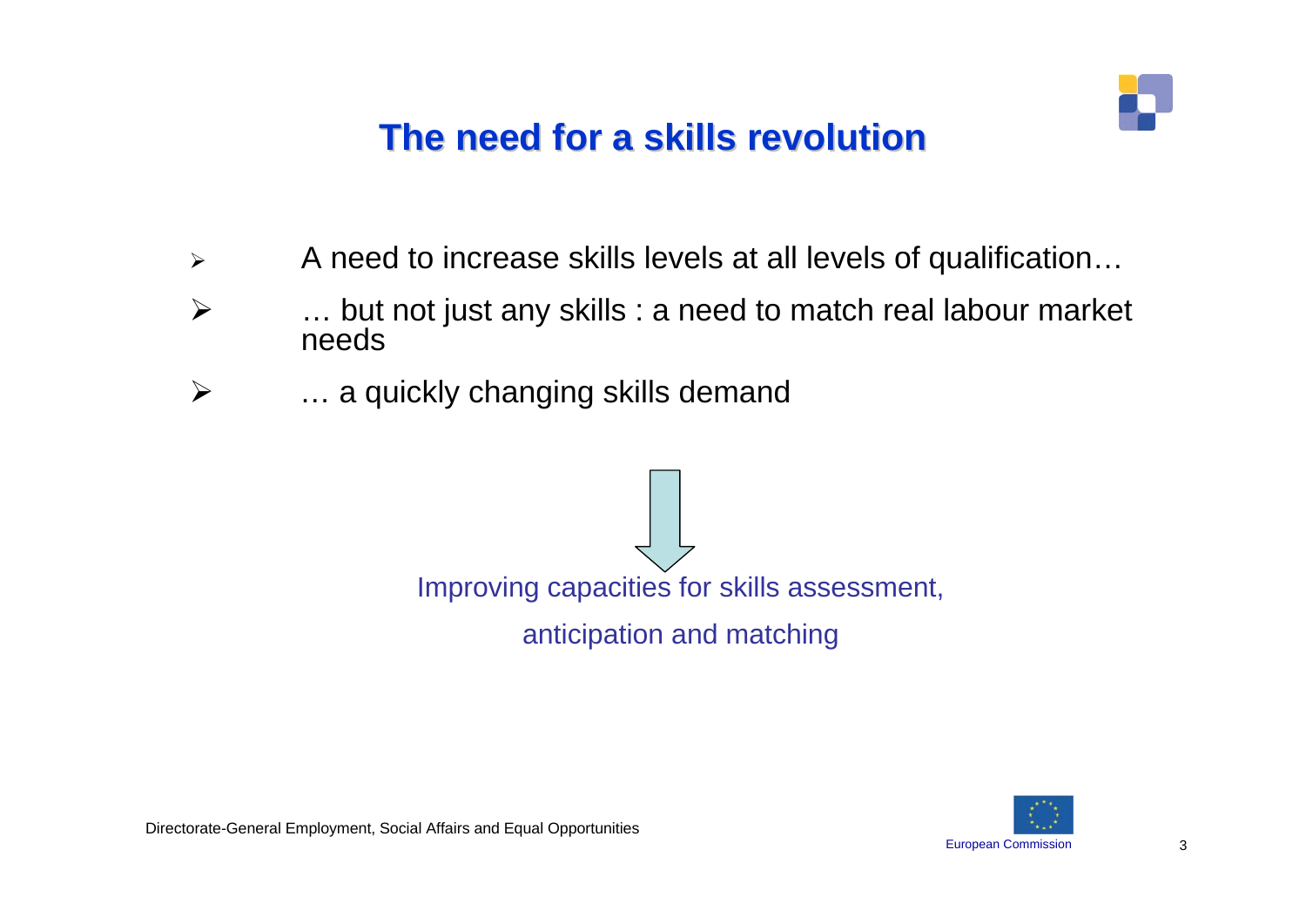# The need for a skills revolution

- A need to increase skills levels at all levels of qualification…
- … but not just any skills : a need to match real labour market needs
- … a quickly changing skills demand

Improving capacities for skills assessment, anticipation and matching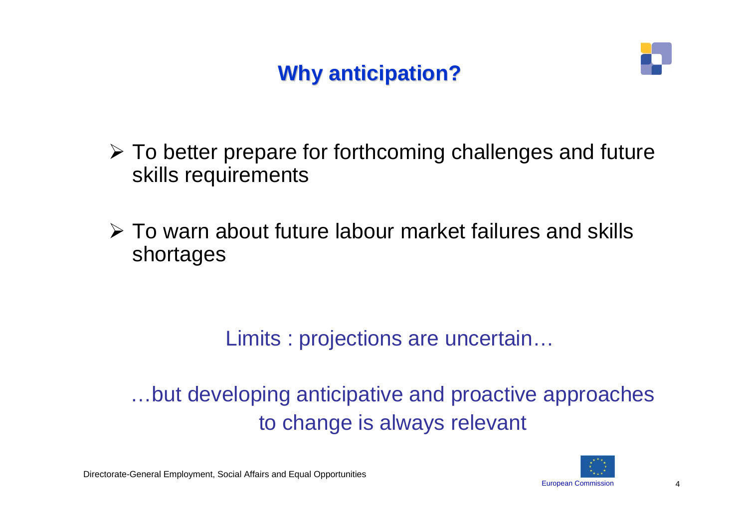# Why anticipation?

- To better prepare for forthcoming challenges and future skills requirements

- To warn about future labour market failures and skills shortages

Limits : projections are uncertain…

…but developing anticipative and proactive approaches to change is always relevant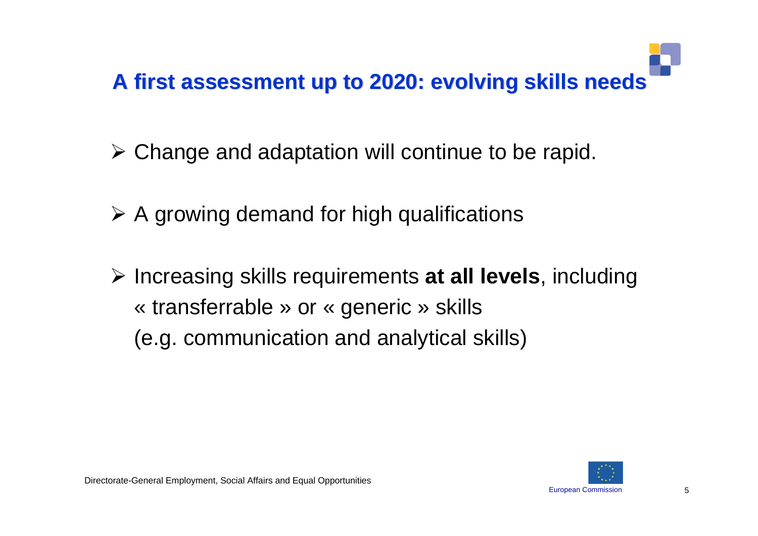## A first assessment up to 2020: evolving skills needs

- Change and adaptation will continue to be rapid.
- A growing demand for high qualifications
- Increasing skills requirements **at all levels**, including « transferrable » or « generic » skills (e.g. communication and analytical skills)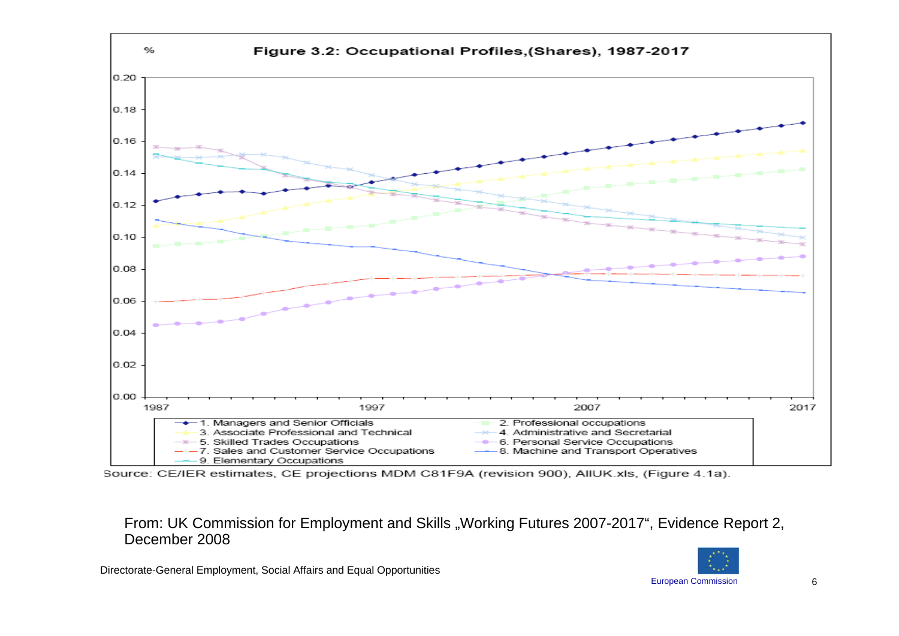Figure 3.2: Occupational Profiles,(Shares), 1987-2017

%

0.20
0.18
0.16
0.14
0.12
0.10
0.08
0.06
0.04
0.02
0.00

1987
1997
2007
2017

1. Managers and Senior Officials
2. Professional occupations
3. Associate Professional and Technical
4. Administrative and Secretarial
5. Skilled Trades Occupations
6. Personal Service Occupations
7. Sales and Customer Service Occupations
8. Machine and Transport Operatives
9. Elementary Occupations

Source: CE/IER estimates, CE projections MDM C81F9A (revision 900), AllUK.xls, (Figure 4.1a).

From: UK Commission for Employment and Skills „Working Futures 2007-2017", Evidence Report 2, December 2008

Directorate-General Employment, Social Affairs and Equal Opportunities

European Commission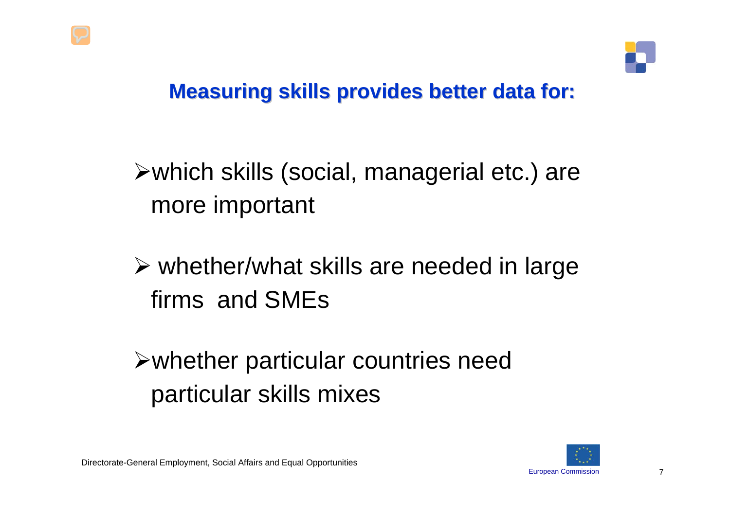## Measuring skills provides better data for:

- which skills (social, managerial etc.) are more important
- whether/what skills are needed in large firms and SMEs
- whether particular countries need particular skills mixes

Directorate-General Employment, Social Affairs and Equal Opportunities

European Commission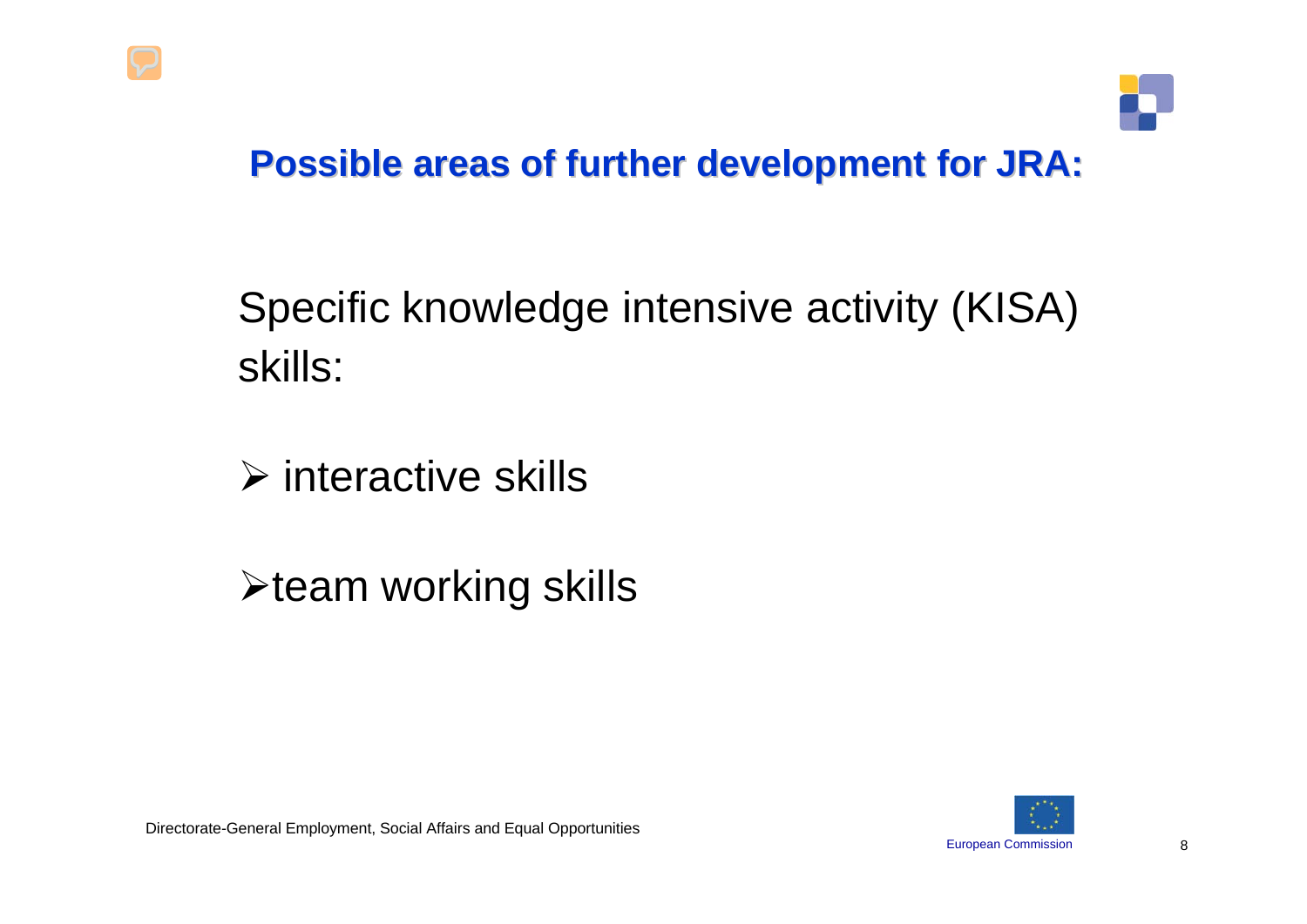## Possible areas of further development for JRA:

Specific knowledge intensive activity (KISA) skills:

- interactive skills
- team working skills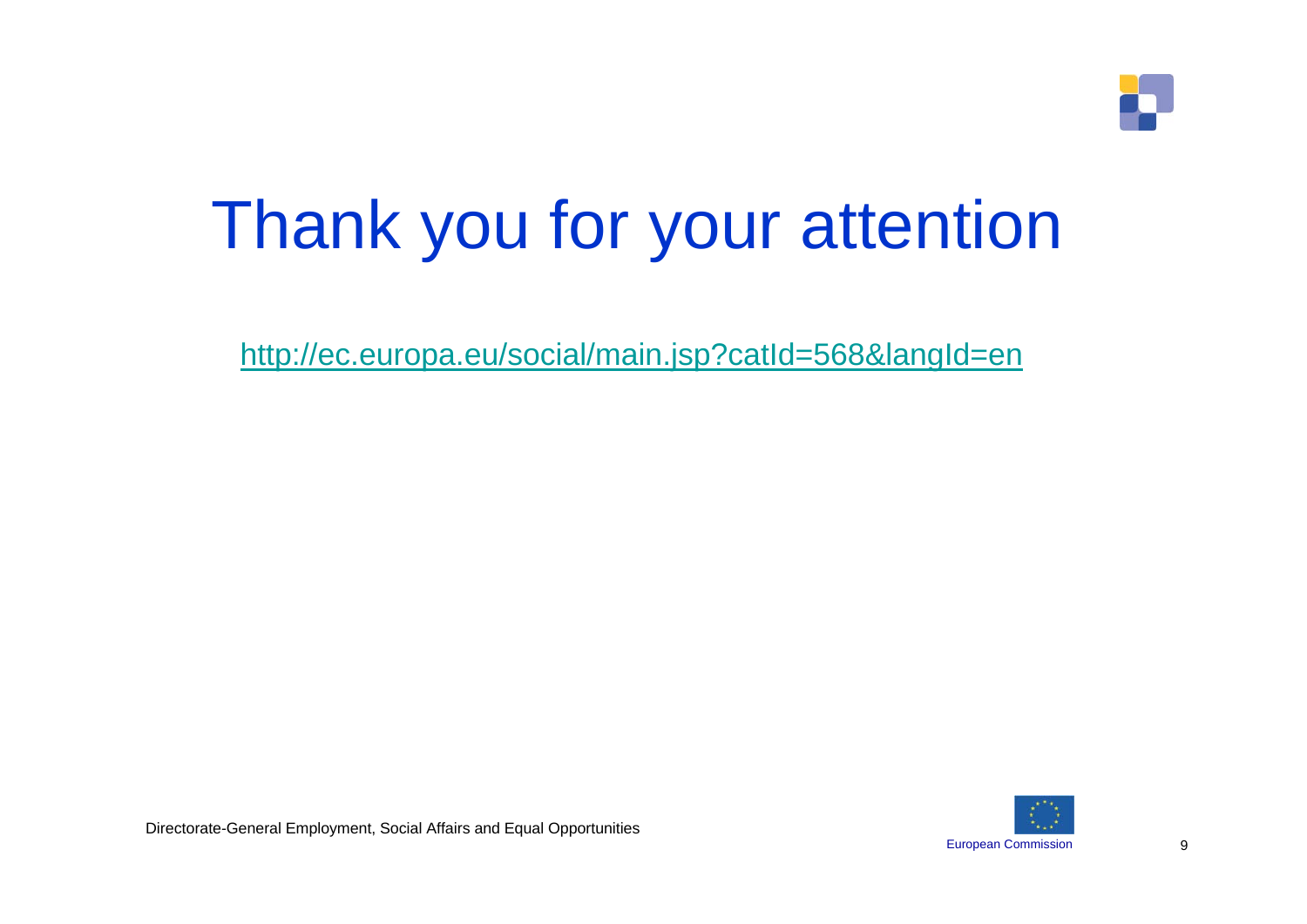# Thank you for your attention

http://ec.europa.eu/social/main.jsp?catId=568&langId=en

Directorate-General Employment, Social Affairs and Equal Opportunities

European Commission